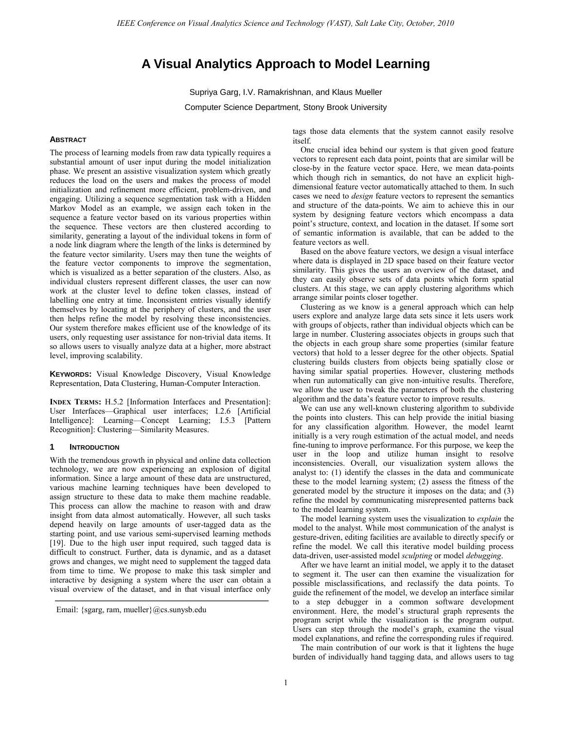# A Visual Analytics Approach to Model Learning

Supriya Garg, I.V. Ramakrishnan, and Klaus Mueller

Computer Science Department, Stony Brook University

### Abstract

The process of learning models from raw data typically requires a substantial amount of user input during the model initialization phase. We present an assistive visualization system which greatly reduces the load on the users and makes the process of model initialization and refinement more efficient, problem-driven, and engaging. Utilizing a sequence segmentation task with a Hidden Markov Model as an example, we assign each token in the sequence a feature vector based on its various properties within the sequence. These vectors are then clustered according to similarity, generating a layout of the individual tokens in form of a node link diagram where the length of the links is determined by the feature vector similarity. Users may then tune the weights of the feature vector components to improve the segmentation, which is visualized as a better separation of the clusters. Also, as individual clusters represent different classes, the user can now work at the cluster level to define token classes, instead of labelling one entry at time. Inconsistent entries visually identify themselves by locating at the periphery of clusters, and the user then helps refine the model by resolving these inconsistencies. Our system therefore makes efficient use of the knowledge of its users, only requesting user assistance for non-trivial data items. It so allows users to visually analyze data at a higher, more abstract level, improving scalability.

**Keywords:** Visual Knowledge Discovery, Visual Knowledge Representation, Data Clustering, Human-Computer Interaction.

**Index Terms:** H.5.2 [Information Interfaces and Presentation]: User Interfaces—Graphical user interfaces; I.2.6 [Artificial Intelligence]: Learning—Concept Learning; I.5.3 [Pattern Recognition]: Clustering—Similarity Measures.

## 1 Introduction

With the tremendous growth in physical and online data collection technology, we are now experiencing an explosion of digital information. Since a large amount of these data are unstructured, various machine learning techniques have been developed to assign structure to these data to make them machine readable. This process can allow the machine to reason with and draw insight from data almost automatically. However, all such tasks depend heavily on large amounts of user-tagged data as the starting point, and use various semi-supervised learning methods [19]. Due to the high user input required, such tagged data is difficult to construct. Further, data is dynamic, and as a dataset grows and changes, we might need to supplement the tagged data from time to time. We propose to make this task simpler and interactive by designing a system where the user can obtain a visual overview of the dataset, and in that visual interface only tags those data elements that the system cannot easily resolve itself.

One crucial idea behind our system is that given good feature vectors to represent each data point, points that are similar will be close-by in the feature vector space. Here, we mean data-points which though rich in semantics, do not have an explicit high-dimensional feature vector automatically attached to them. In such cases we need to *design* feature vectors to represent the semantics and structure of the data-points. We aim to achieve this in our system by designing feature vectors which encompass a data point's structure, context, and location in the dataset. If some sort of semantic information is available, that can be added to the feature vectors as well.

Based on the above feature vectors, we design a visual interface where data is displayed in 2D space based on their feature vector similarity. This gives the users an overview of the dataset, and they can easily observe sets of data points which form spatial clusters. At this stage, we can apply clustering algorithms which arrange similar points closer together.

Clustering as we know is a general approach which can help users explore and analyze large data sets since it lets users work with groups of objects, rather than individual objects which can be large in number. Clustering associates objects in groups such that the objects in each group share some properties (similar feature vectors) that hold to a lesser degree for the other objects. Spatial clustering builds clusters from objects being spatially close or having similar spatial properties. However, clustering methods when run automatically can give non-intuitive results. Therefore, we allow the user to tweak the parameters of both the clustering algorithm and the data's feature vector to improve results.

We can use any well-known clustering algorithm to subdivide the points into clusters. This can help provide the initial biasing for any classification algorithm. However, the model learnt initially is a very rough estimation of the actual model, and needs fine-tuning to improve performance. For this purpose, we keep the user in the loop and utilize human insight to resolve inconsistencies. Overall, our visualization system allows the analyst to: (1) identify the classes in the data and communicate these to the model learning system; (2) assess the fitness of the generated model by the structure it imposes on the data; and (3) refine the model by communicating misrepresented patterns back to the model learning system.

The model learning system uses the visualization to *explain* the model to the analyst. While most communication of the analyst is gesture-driven, editing facilities are available to directly specify or refine the model. We call this iterative model building process data-driven, user-assisted model *sculpting* or model *debugging*.

After we have learnt an initial model, we apply it to the dataset to segment it. The user can then examine the visualization for possible misclassifications, and reclassify the data points. To guide the refinement of the model, we develop an interface similar to a step debugger in a common software development environment. Here, the model's structural graph represents the program script while the visualization is the program output. Users can step through the model's graph, examine the visual model explanations, and refine the corresponding rules if required.

The main contribution of our work is that it lightens the huge burden of individually hand tagging data, and allows users to tag

Email: {sgarg, ram, mueller}@cs.sunysb.edu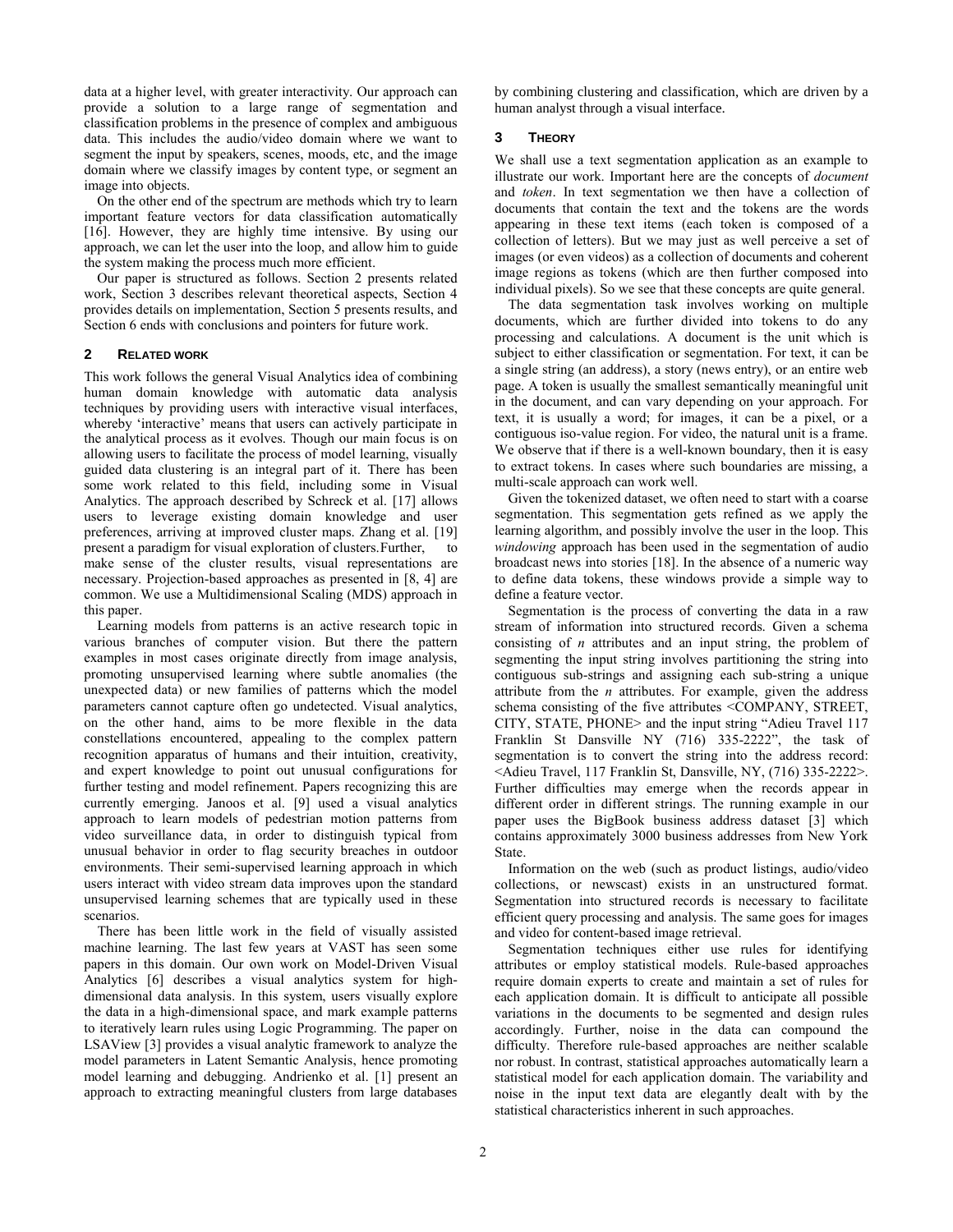data at a higher level, with greater interactivity. Our approach can provide a solution to a large range of segmentation and classification problems in the presence of complex and ambiguous data. This includes the audio/video domain where we want to segment the input by speakers, scenes, moods, etc, and the image domain where we classify images by content type, or segment an image into objects.

On the other end of the spectrum are methods which try to learn important feature vectors for data classification automatically [16]. However, they are highly time intensive. By using our approach, we can let the user into the loop, and allow him to guide the system making the process much more efficient.

Our paper is structured as follows. Section 2 presents related work, Section 3 describes relevant theoretical aspects, Section 4 provides details on implementation, Section 5 presents results, and Section 6 ends with conclusions and pointers for future work.

## 2 Related work

This work follows the general Visual Analytics idea of combining human domain knowledge with automatic data analysis techniques by providing users with interactive visual interfaces, whereby 'interactive' means that users can actively participate in the analytical process as it evolves. Though our main focus is on allowing users to facilitate the process of model learning, visually guided data clustering is an integral part of it. There has been some work related to this field, including some in Visual Analytics. The approach described by Schreck et al. [17] allows users to leverage existing domain knowledge and user preferences, arriving at improved cluster maps. Zhang et al. [19] present a paradigm for visual exploration of clusters.Further, to make sense of the cluster results, visual representations are necessary. Projection-based approaches as presented in [8, 4] are common. We use a Multidimensional Scaling (MDS) approach in this paper.

Learning models from patterns is an active research topic in various branches of computer vision. But there the pattern examples in most cases originate directly from image analysis, promoting unsupervised learning where subtle anomalies (the unexpected data) or new families of patterns which the model parameters cannot capture often go undetected. Visual analytics, on the other hand, aims to be more flexible in the data constellations encountered, appealing to the complex pattern recognition apparatus of humans and their intuition, creativity, and expert knowledge to point out unusual configurations for further testing and model refinement. Papers recognizing this are currently emerging. Janoos et al. [9] used a visual analytics approach to learn models of pedestrian motion patterns from video surveillance data, in order to distinguish typical from unusual behavior in order to flag security breaches in outdoor environments. Their semi-supervised learning approach in which users interact with video stream data improves upon the standard unsupervised learning schemes that are typically used in these scenarios.

There has been little work in the field of visually assisted machine learning. The last few years at VAST has seen some papers in this domain. Our own work on Model-Driven Visual Analytics [6] describes a visual analytics system for high-dimensional data analysis. In this system, users visually explore the data in a high-dimensional space, and mark example patterns to iteratively learn rules using Logic Programming. The paper on LSAView [3] provides a visual analytic framework to analyze the model parameters in Latent Semantic Analysis, hence promoting model learning and debugging. Andrienko et al. [1] present an approach to extracting meaningful clusters from large databases by combining clustering and classification, which are driven by a human analyst through a visual interface.

## 3 Theory

We shall use a text segmentation application as an example to illustrate our work. Important here are the concepts of *document* and *token*. In text segmentation we then have a collection of documents that contain the text and the tokens are the words appearing in these text items (each token is composed of a collection of letters). But we may just as well perceive a set of images (or even videos) as a collection of documents and coherent image regions as tokens (which are then further composed into individual pixels). So we see that these concepts are quite general.

The data segmentation task involves working on multiple documents, which are further divided into tokens to do any processing and calculations. A document is the unit which is subject to either classification or segmentation. For text, it can be a single string (an address), a story (news entry), or an entire web page. A token is usually the smallest semantically meaningful unit in the document, and can vary depending on your approach. For text, it is usually a word; for images, it can be a pixel, or a contiguous iso-value region. For video, the natural unit is a frame. We observe that if there is a well-known boundary, then it is easy to extract tokens. In cases where such boundaries are missing, a multi-scale approach can work well.

Given the tokenized dataset, we often need to start with a coarse segmentation. This segmentation gets refined as we apply the learning algorithm, and possibly involve the user in the loop. This *windowing* approach has been used in the segmentation of audio broadcast news into stories [18]. In the absence of a numeric way to define data tokens, these windows provide a simple way to define a feature vector.

Segmentation is the process of converting the data in a raw stream of information into structured records. Given a schema consisting of *n* attributes and an input string, the problem of segmenting the input string involves partitioning the string into contiguous sub-strings and assigning each sub-string a unique attribute from the *n* attributes. For example, given the address schema consisting of the five attributes <COMPANY, STREET, CITY, STATE, PHONE> and the input string "Adieu Travel 117 Franklin St Dansville NY (716) 335-2222", the task of segmentation is to convert the string into the address record: <Adieu Travel, 117 Franklin St, Dansville, NY, (716) 335-2222>. Further difficulties may emerge when the records appear in different order in different strings. The running example in our paper uses the BigBook business address dataset [3] which contains approximately 3000 business addresses from New York State.

Information on the web (such as product listings, audio/video collections, or newscast) exists in an unstructured format. Segmentation into structured records is necessary to facilitate efficient query processing and analysis. The same goes for images and video for content-based image retrieval.

Segmentation techniques either use rules for identifying attributes or employ statistical models. Rule-based approaches require domain experts to create and maintain a set of rules for each application domain. It is difficult to anticipate all possible variations in the documents to be segmented and design rules accordingly. Further, noise in the data can compound the difficulty. Therefore rule-based approaches are neither scalable nor robust. In contrast, statistical approaches automatically learn a statistical model for each application domain. The variability and noise in the input text data are elegantly dealt with by the statistical characteristics inherent in such approaches.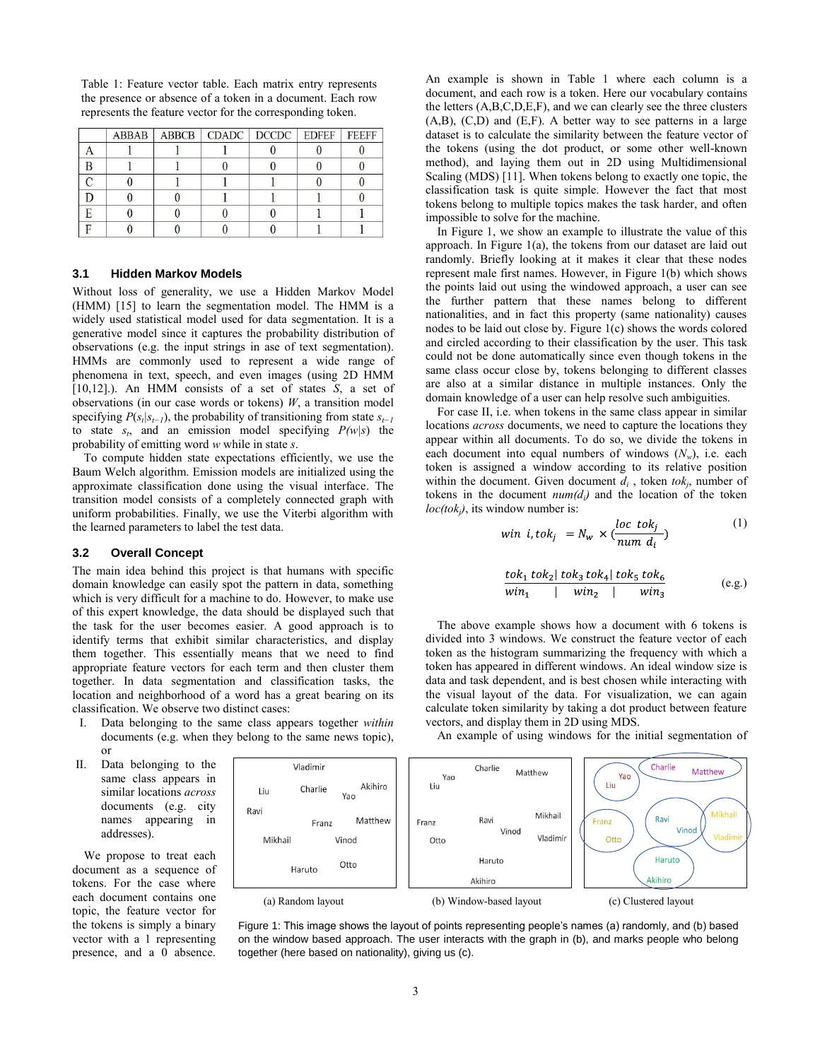Table 1: Feature vector table. Each matrix entry represents the presence or absence of a token in a document. Each row represents the feature vector for the corresponding token.

| | ABBAB | ABBCB | CDADC | DCCDC | EDFEF | FEEFF |
|---|---|---|---|---|---|---|
| A | 1 | 1 | 1 | 0 | 0 | 0 |
| B | 1 | 1 | 0 | 0 | 0 | 0 |
| C | 0 | 1 | 1 | 1 | 0 | 0 |
| D | 0 | 0 | 1 | 1 | 1 | 0 |
| E | 0 | 0 | 0 | 0 | 1 | 1 |
| F | 0 | 0 | 0 | 0 | 1 | 1 |

### 3.1 Hidden Markov Models

Without loss of generality, we use a Hidden Markov Model (HMM) [15] to learn the segmentation model. The HMM is a widely used statistical model used for data segmentation. It is a generative model since it captures the probability distribution of observations (e.g. the input strings in ase of text segmentation). HMMs are commonly used to represent a wide range of phenomena in text, speech, and even images (using 2D HMM [10,12].). An HMM consists of a set of states *S*, a set of observations (in our case words or tokens) *W*, a transition model specifying $P(s_t|s_{t-1})$, the probability of transitioning from state $s_{t-1}$ to state $s_t$, and an emission model specifying $P(w|s)$ the probability of emitting word *w* while in state *s*.

To compute hidden state expectations efficiently, we use the Baum Welch algorithm. Emission models are initialized using the approximate classification done using the visual interface. The transition model consists of a completely connected graph with uniform probabilities. Finally, we use the Viterbi algorithm with the learned parameters to label the test data.

### 3.2 Overall Concept

The main idea behind this project is that humans with specific domain knowledge can easily spot the pattern in data, something which is very difficult for a machine to do. However, to make use of this expert knowledge, the data should be displayed such that the task for the user becomes easier. A good approach is to identify terms that exhibit similar characteristics, and display them together. This essentially means that we need to find appropriate feature vectors for each term and then cluster them together. In data segmentation and classification tasks, the location and neighborhood of a word has a great bearing on its classification. We observe two distinct cases:

I. Data belonging to the same class appears together *within* documents (e.g. when they belong to the same news topic), or

II. Data belonging to the same class appears in similar locations *across* documents (e.g. city names appearing in addresses).

We propose to treat each document as a sequence of tokens. For the case where each document contains one topic, the feature vector for the tokens is simply a binary vector with a 1 representing presence, and a 0 absence. An example is shown in Table 1 where each column is a document, and each row is a token. Here our vocabulary contains the letters (A,B,C,D,E,F), and we can clearly see the three clusters (A,B), (C,D) and (E,F). A better way to see patterns in a large dataset is to calculate the similarity between the feature vector of the tokens (using the dot product, or some other well-known method), and laying them out in 2D using Multidimensional Scaling (MDS) [11]. When tokens belong to exactly one topic, the classification task is quite simple. However the fact that most tokens belong to multiple topics makes the task harder, and often impossible to solve for the machine.

In Figure 1, we show an example to illustrate the value of this approach. In Figure 1(a), the tokens from our dataset are laid out randomly. Briefly looking at it makes it clear that these nodes represent male first names. However, in Figure 1(b) which shows the points laid out using the windowed approach, a user can see the further pattern that these names belong to different nationalities, and in fact this property (same nationality) causes nodes to be laid out close by. Figure 1(c) shows the words colored and circled according to their classification by the user. This task could not be done automatically since even though tokens in the same class occur close by, tokens belonging to different classes are also at a similar distance in multiple instances. Only the domain knowledge of a user can help resolve such ambiguities.

For case II, i.e. when tokens in the same class appear in similar locations *across* documents, we need to capture the locations they appear within all documents. To do so, we divide the tokens in each document into equal numbers of windows ($N_w$), i.e. each token is assigned a window according to its relative position within the document. Given document $d_i$ , token $tok_j$, number of tokens in the document $num(d_i)$ and the location of the token $loc(tok_j)$, its window number is:

$$win(i, tok_j) = N_w \times \left(\frac{loc(tok_j)}{num(d_i)}\right) \quad (1)$$

$$\frac{tok_1\ tok_2}{win_1} \Big| \frac{tok_3\ tok_4}{win_2} \Big| \frac{tok_5\ tok_6}{win_3} \quad \text{(e.g.)}$$

The above example shows how a document with 6 tokens is divided into 3 windows. We construct the feature vector of each token as the histogram summarizing the frequency with which a token has appeared in different windows. An ideal window size is data and task dependent, and is best chosen while interacting with the visual layout of the data. For visualization, we can again calculate token similarity by taking a dot product between feature vectors, and display them in 2D using MDS.

An example of using windows for the initial segmentation of

Vladimir
Liu
Charlie
Akihiro
Yao
Ravi
Franz
Matthew
Mikhail
Vinod
Haruto
Otto

(a) Random layout

Charlie
Matthew
Yao
Liu
Ravi
Mikhail
Franz
Vinod
Otto
Vladimir
Haruto
Akihiro

(b) Window-based layout

Charlie
Matthew
Yao
Liu
Ravi
Mikhail
Franz
Vinod
Otto
Vladimir
Haruto
Akihiro

(c) Clustered layout

Figure 1: This image shows the layout of points representing people's names (a) randomly, and (b) based on the window based approach. The user interacts with the graph in (b), and marks people who belong together (here based on nationality), giving us (c).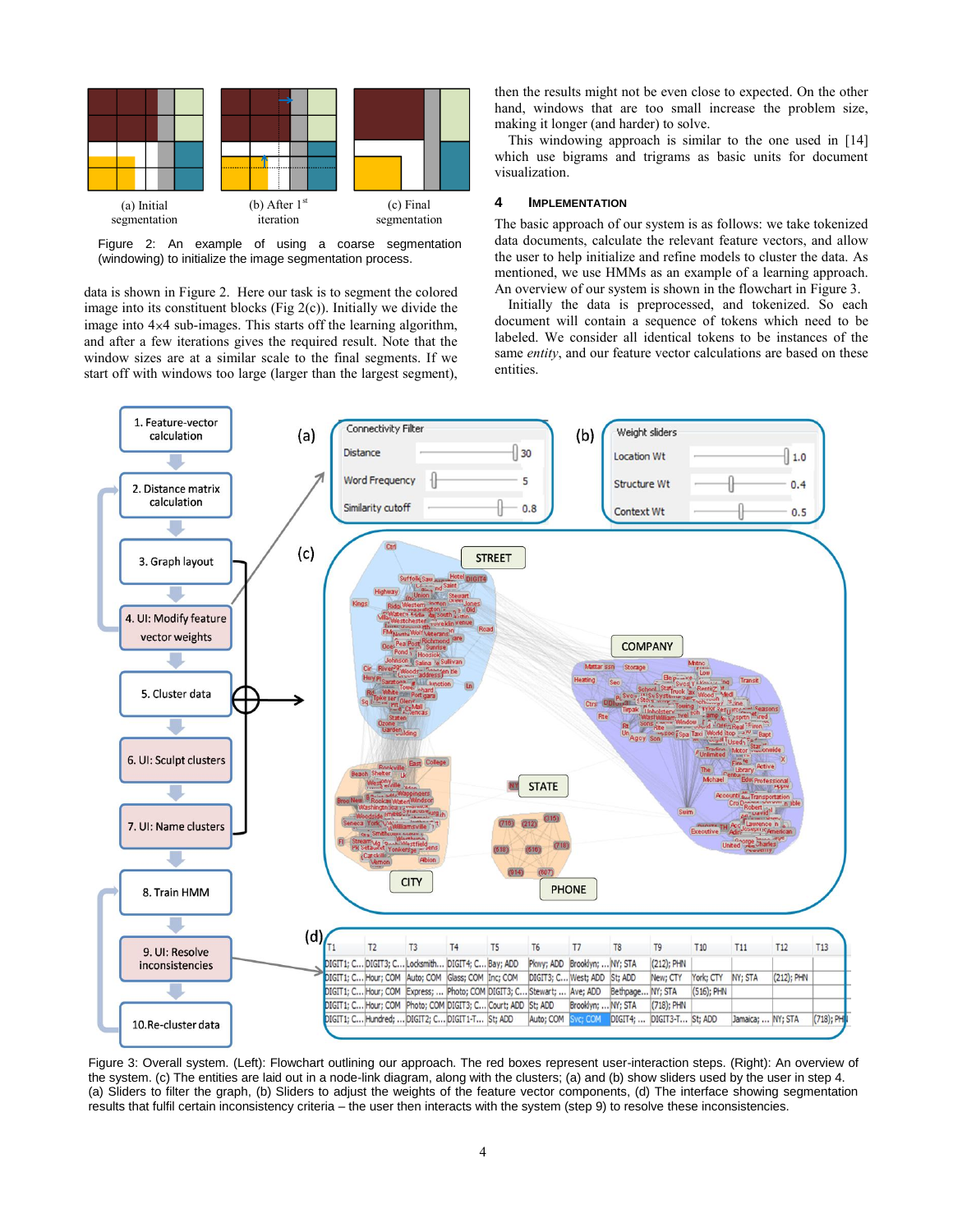(a) Initial segmentation (b) After 1st iteration (c) Final segmentation

Figure 2: An example of using a coarse segmentation (windowing) to initialize the image segmentation process.

data is shown in Figure 2. Here our task is to segment the colored image into its constituent blocks (Fig 2(c)). Initially we divide the image into 4×4 sub-images. This starts off the learning algorithm, and after a few iterations gives the required result. Note that the window sizes are at a similar scale to the final segments. If we start off with windows too large (larger than the largest segment), then the results might not be even close to expected. On the other hand, windows that are too small increase the problem size, making it longer (and harder) to solve.

This windowing approach is similar to the one used in [14] which use bigrams and trigrams as basic units for document visualization.

## 4 IMPLEMENTATION

The basic approach of our system is as follows: we take tokenized data documents, calculate the relevant feature vectors, and allow the user to help initialize and refine models to cluster the data. As mentioned, we use HMMs as an example of a learning approach. An overview of our system is shown in the flowchart in Figure 3.

Initially the data is preprocessed, and tokenized. So each document will contain a sequence of tokens which need to be labeled. We consider all identical tokens to be instances of the same *entity*, and our feature vector calculations are based on these entities.

Figure 3: Overall system. (Left): Flowchart outlining our approach. The red boxes represent user-interaction steps. (Right): An overview of the system. (c) The entities are laid out in a node-link diagram, along with the clusters; (a) and (b) show sliders used by the user in step 4. (a) Sliders to filter the graph, (b) Sliders to adjust the weights of the feature vector components, (d) The interface showing segmentation results that fulfil certain inconsistency criteria – the user then interacts with the system (step 9) to resolve these inconsistencies.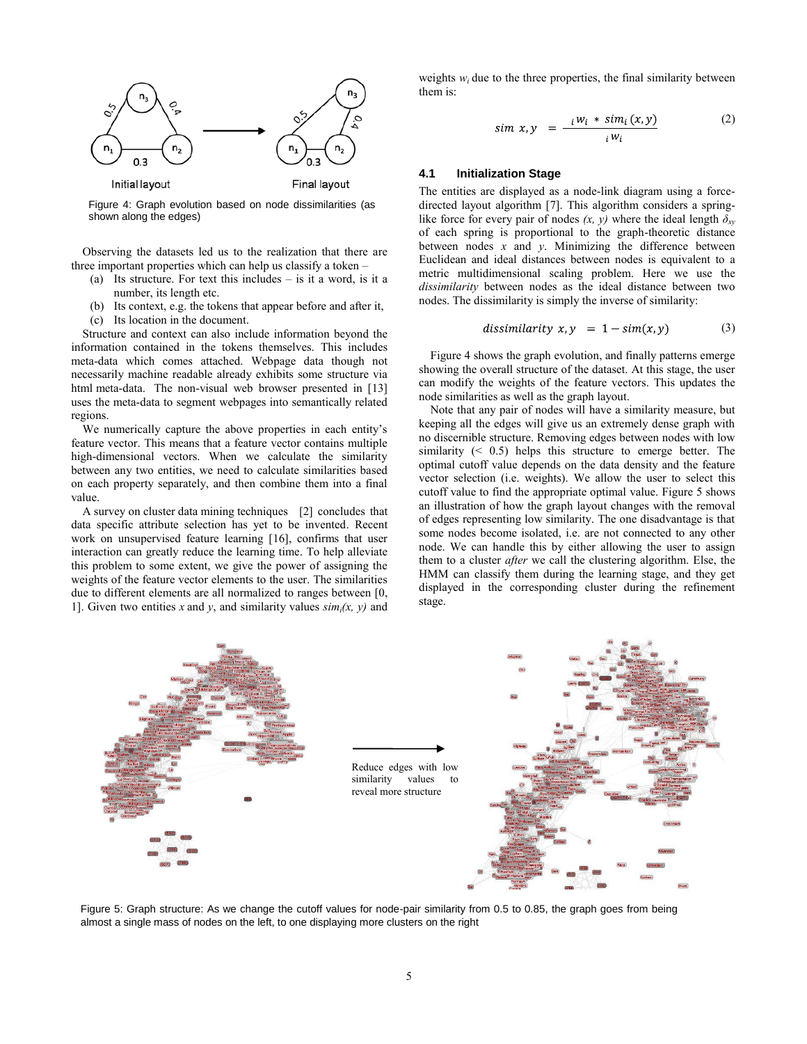Figure 4: Graph evolution based on node dissimilarities (as shown along the edges)

Observing the datasets led us to the realization that there are three important properties which can help us classify a token –

(a) Its structure. For text this includes – is it a word, is it a number, its length etc.
(b) Its context, e.g. the tokens that appear before and after it,
(c) Its location in the document.

Structure and context can also include information beyond the information contained in the tokens themselves. This includes meta-data which comes attached. Webpage data though not necessarily machine readable already exhibits some structure via html meta-data. The non-visual web browser presented in [13] uses the meta-data to segment webpages into semantically related regions.

We numerically capture the above properties in each entity's feature vector. This means that a feature vector contains multiple high-dimensional vectors. When we calculate the similarity between any two entities, we need to calculate similarities based on each property separately, and then combine them into a final value.

A survey on cluster data mining techniques [2] concludes that data specific attribute selection has yet to be invented. Recent work on unsupervised feature learning [16], confirms that user interaction can greatly reduce the learning time. To help alleviate this problem to some extent, we give the power of assigning the weights of the feature vector elements to the user. The similarities due to different elements are all normalized to ranges between [0, 1]. Given two entities $x$ and $y$, and similarity values $sim_i(x, y)$ and weights $w_i$ due to the three properties, the final similarity between them is:

$$sim\ x, y \ = \frac{_i w_i \ * \ sim_i\,(x, y)}{_i w_i} \tag{2}$$

### 4.1 Initialization Stage

The entities are displayed as a node-link diagram using a force-directed layout algorithm [7]. This algorithm considers a spring-like force for every pair of nodes *(x, y)* where the ideal length $\delta_{xy}$ of each spring is proportional to the graph-theoretic distance between nodes $x$ and $y$. Minimizing the difference between Euclidean and ideal distances between nodes is equivalent to a metric multidimensional scaling problem. Here we use the *dissimilarity* between nodes as the ideal distance between two nodes. The dissimilarity is simply the inverse of similarity:

$$dissimilarity\ x, y \ = 1 - sim(x, y) \tag{3}$$

Figure 4 shows the graph evolution, and finally patterns emerge showing the overall structure of the dataset. At this stage, the user can modify the weights of the feature vectors. This updates the node similarities as well as the graph layout.

Note that any pair of nodes will have a similarity measure, but keeping all the edges will give us an extremely dense graph with no discernible structure. Removing edges between nodes with low similarity (< 0.5) helps this structure to emerge better. The optimal cutoff value depends on the data density and the feature vector selection (i.e. weights). We allow the user to select this cutoff value to find the appropriate optimal value. Figure 5 shows an illustration of how the graph layout changes with the removal of edges representing low similarity. The one disadvantage is that some nodes become isolated, i.e. are not connected to any other node. We can handle this by either allowing the user to assign them to a cluster *after* we call the clustering algorithm. Else, the HMM can classify them during the learning stage, and they get displayed in the corresponding cluster during the refinement stage.

Figure 5: Graph structure: As we change the cutoff values for node-pair similarity from 0.5 to 0.85, the graph goes from being almost a single mass of nodes on the left, to one displaying more clusters on the right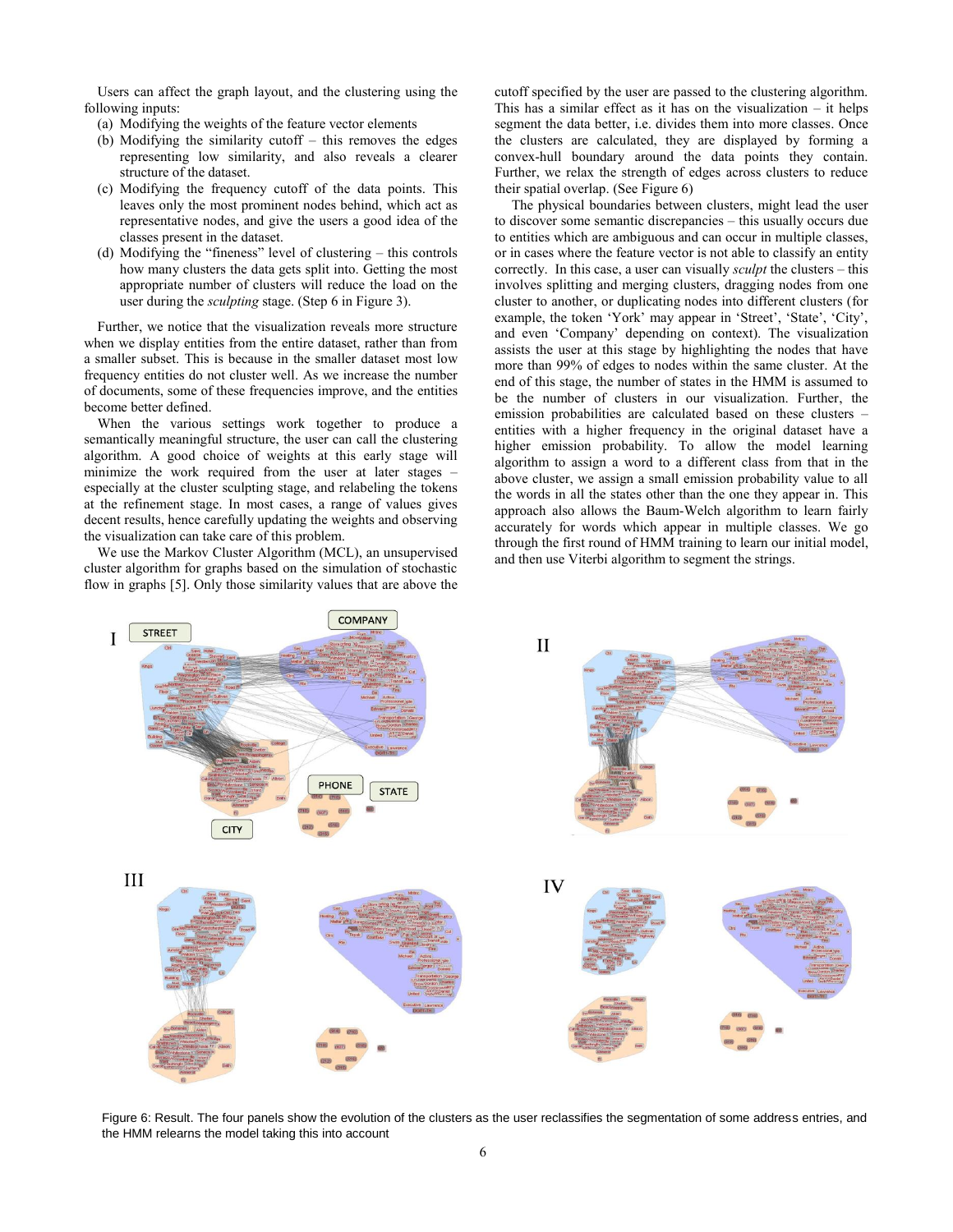Users can affect the graph layout, and the clustering using the following inputs:

(a) Modifying the weights of the feature vector elements
(b) Modifying the similarity cutoff – this removes the edges representing low similarity, and also reveals a clearer structure of the dataset.
(c) Modifying the frequency cutoff of the data points. This leaves only the most prominent nodes behind, which act as representative nodes, and give the users a good idea of the classes present in the dataset.
(d) Modifying the "fineness" level of clustering – this controls how many clusters the data gets split into. Getting the most appropriate number of clusters will reduce the load on the user during the *sculpting* stage. (Step 6 in Figure 3).

Further, we notice that the visualization reveals more structure when we display entities from the entire dataset, rather than from a smaller subset. This is because in the smaller dataset most low frequency entities do not cluster well. As we increase the number of documents, some of these frequencies improve, and the entities become better defined.

When the various settings work together to produce a semantically meaningful structure, the user can call the clustering algorithm. A good choice of weights at this early stage will minimize the work required from the user at later stages – especially at the cluster sculpting stage, and relabeling the tokens at the refinement stage. In most cases, a range of values gives decent results, hence carefully updating the weights and observing the visualization can take care of this problem.

We use the Markov Cluster Algorithm (MCL), an unsupervised cluster algorithm for graphs based on the simulation of stochastic flow in graphs [5]. Only those similarity values that are above the cutoff specified by the user are passed to the clustering algorithm. This has a similar effect as it has on the visualization – it helps segment the data better, i.e. divides them into more classes. Once the clusters are calculated, they are displayed by forming a convex-hull boundary around the data points they contain. Further, we relax the strength of edges across clusters to reduce their spatial overlap. (See Figure 6)

The physical boundaries between clusters, might lead the user to discover some semantic discrepancies – this usually occurs due to entities which are ambiguous and can occur in multiple classes, or in cases where the feature vector is not able to classify an entity correctly. In this case, a user can visually *sculpt* the clusters – this involves splitting and merging clusters, dragging nodes from one cluster to another, or duplicating nodes into different clusters (for example, the token 'York' may appear in 'Street', 'State', 'City', and even 'Company' depending on context). The visualization assists the user at this stage by highlighting the nodes that have more than 99% of edges to nodes within the same cluster. At the end of this stage, the number of states in the HMM is assumed to be the number of clusters in our visualization. Further, the emission probabilities are calculated based on these clusters – entities with a higher frequency in the original dataset have a higher emission probability. To allow the model learning algorithm to assign a word to a different class from that in the above cluster, we assign a small emission probability value to all the words in all the states other than the one they appear in. This approach also allows the Baum-Welch algorithm to learn fairly accurately for words which appear in multiple classes. We go through the first round of HMM training to learn our initial model, and then use Viterbi algorithm to segment the strings.

I

STREET

COMPANY

PHONE

STATE

CITY

II

III

IV

Figure 6: Result. The four panels show the evolution of the clusters as the user reclassifies the segmentation of some address entries, and the HMM relearns the model taking this into account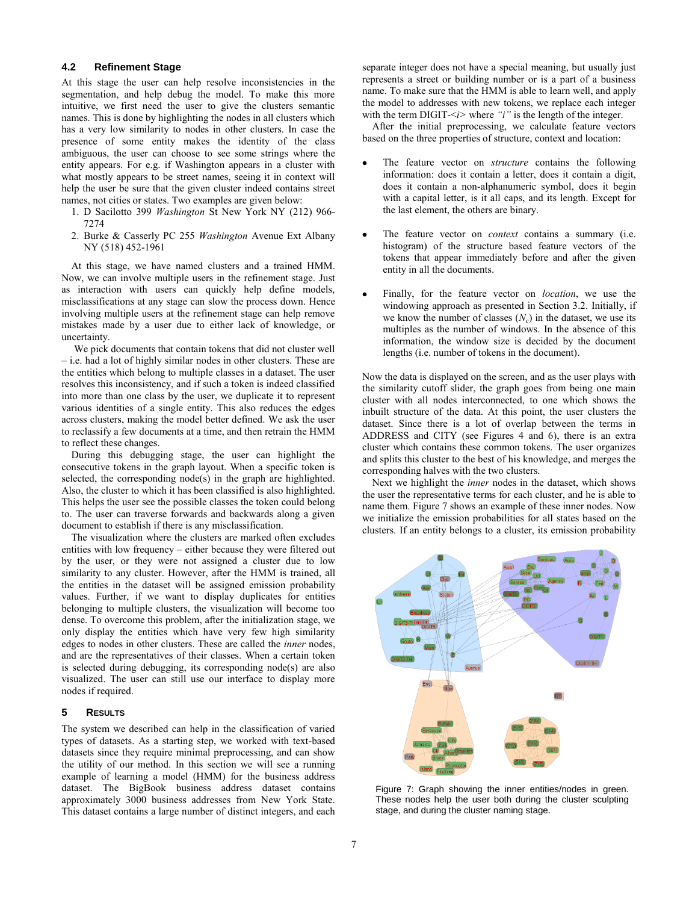### 4.2 Refinement Stage

At this stage the user can help resolve inconsistencies in the segmentation, and help debug the model. To make this more intuitive, we first need the user to give the clusters semantic names. This is done by highlighting the nodes in all clusters which has a very low similarity to nodes in other clusters. In case the presence of some entity makes the identity of the class ambiguous, the user can choose to see some strings where the entity appears. For e.g. if Washington appears in a cluster with what mostly appears to be street names, seeing it in context will help the user be sure that the given cluster indeed contains street names, not cities or states. Two examples are given below:

1. D Sacilotto 399 *Washington* St New York NY (212) 966-7274
2. Burke & Casserly PC 255 *Washington* Avenue Ext Albany NY (518) 452-1961

At this stage, we have named clusters and a trained HMM. Now, we can involve multiple users in the refinement stage. Just as interaction with users can quickly help define models, misclassifications at any stage can slow the process down. Hence involving multiple users at the refinement stage can help remove mistakes made by a user due to either lack of knowledge, or uncertainty.

We pick documents that contain tokens that did not cluster well – i.e. had a lot of highly similar nodes in other clusters. These are the entities which belong to multiple classes in a dataset. The user resolves this inconsistency, and if such a token is indeed classified into more than one class by the user, we duplicate it to represent various identities of a single entity. This also reduces the edges across clusters, making the model better defined. We ask the user to reclassify a few documents at a time, and then retrain the HMM to reflect these changes.

During this debugging stage, the user can highlight the consecutive tokens in the graph layout. When a specific token is selected, the corresponding node(s) in the graph are highlighted. Also, the cluster to which it has been classified is also highlighted. This helps the user see the possible classes the token could belong to. The user can traverse forwards and backwards along a given document to establish if there is any misclassification.

The visualization where the clusters are marked often excludes entities with low frequency – either because they were filtered out by the user, or they were not assigned a cluster due to low similarity to any cluster. However, after the HMM is trained, all the entities in the dataset will be assigned emission probability values. Further, if we want to display duplicates for entities belonging to multiple clusters, the visualization will become too dense. To overcome this problem, after the initialization stage, we only display the entities which have very few high similarity edges to nodes in other clusters. These are called the *inner* nodes, and are the representatives of their classes. When a certain token is selected during debugging, its corresponding node(s) are also visualized. The user can still use our interface to display more nodes if required.

## 5 Results

The system we described can help in the classification of varied types of datasets. As a starting step, we worked with text-based datasets since they require minimal preprocessing, and can show the utility of our method. In this section we will see a running example of learning a model (HMM) for the business address dataset. The BigBook business address dataset contains approximately 3000 business addresses from New York State. This dataset contains a large number of distinct integers, and each separate integer does not have a special meaning, but usually just represents a street or building number or is a part of a business name. To make sure that the HMM is able to learn well, and apply the model to addresses with new tokens, we replace each integer with the term DIGIT-<*i*> where *"i"* is the length of the integer.

After the initial preprocessing, we calculate feature vectors based on the three properties of structure, context and location:

- The feature vector on *structure* contains the following information: does it contain a letter, does it contain a digit, does it contain a non-alphanumeric symbol, does it begin with a capital letter, is it all caps, and its length. Except for the last element, the others are binary.
- The feature vector on *context* contains a summary (i.e. histogram) of the structure based feature vectors of the tokens that appear immediately before and after the given entity in all the documents.
- Finally, for the feature vector on *location*, we use the windowing approach as presented in Section 3.2. Initially, if we know the number of classes ($N_c$) in the dataset, we use its multiples as the number of windows. In the absence of this information, the window size is decided by the document lengths (i.e. number of tokens in the document).

Now the data is displayed on the screen, and as the user plays with the similarity cutoff slider, the graph goes from being one main cluster with all nodes interconnected, to one which shows the inbuilt structure of the data. At this point, the user clusters the dataset. Since there is a lot of overlap between the terms in ADDRESS and CITY (see Figures 4 and 6), there is an extra cluster which contains these common tokens. The user organizes and splits this cluster to the best of his knowledge, and merges the corresponding halves with the two clusters.

Next we highlight the *inner* nodes in the dataset, which shows the user the representative terms for each cluster, and he is able to name them. Figure 7 shows an example of these inner nodes. Now we initialize the emission probabilities for all states based on the clusters. If an entity belongs to a cluster, its emission probability

Figure 7: Graph showing the inner entities/nodes in green. These nodes help the user both during the cluster sculpting stage, and during the cluster naming stage.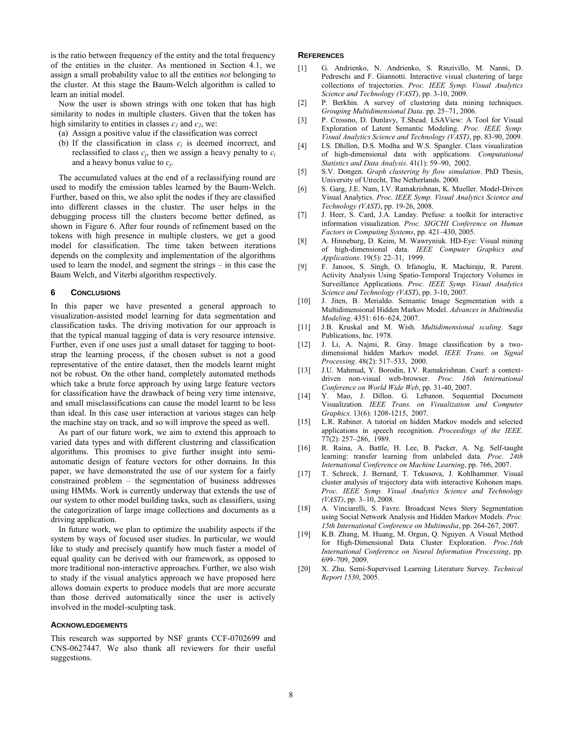is the ratio between frequency of the entity and the total frequency of the entities in the cluster. As mentioned in Section 4.1, we assign a small probability value to all the entities *not* belonging to the cluster. At this stage the Baum-Welch algorithm is called to learn an initial model.

Now the user is shown strings with one token that has high similarity to nodes in multiple clusters. Given that the token has high similarity to entities in classes $c_1$ and $c_2$, we:

(a) Assign a positive value if the classification was correct

(b) If the classification in class $c_i$ is deemed incorrect, and reclassified to class $c_j$, then we assign a heavy penalty to $c_i$ and a heavy bonus value to $c_j$.

The accumulated values at the end of a reclassifying round are used to modify the emission tables learned by the Baum-Welch. Further, based on this, we also split the nodes if they are classified into different classes in the cluster. The user helps in the debugging process till the clusters become better defined, as shown in Figure 6. After four rounds of refinement based on the tokens with high presence in multiple clusters, we get a good model for classification. The time taken between iterations depends on the complexity and implementation of the algorithms used to learn the model, and segment the strings – in this case the Baum Welch, and Viterbi algorithm respectively.

## 6 Conclusions

In this paper we have presented a general approach to visualization-assisted model learning for data segmentation and classification tasks. The driving motivation for our approach is that the typical manual tagging of data is very resource intensive. Further, even if one uses just a small dataset for tagging to boot-strap the learning process, if the chosen subset is not a good representative of the entire dataset, then the models learnt might not be robust. On the other hand, completely automated methods which take a brute force approach by using large feature vectors for classification have the drawback of being very time intensive, and small misclassifications can cause the model learnt to be less than ideal. In this case user interaction at various stages can help the machine stay on track, and so will improve the speed as well.

As part of our future work, we aim to extend this approach to varied data types and with different clustering and classification algorithms. This promises to give further insight into semi-automatic design of feature vectors for other domains. In this paper, we have demonstrated the use of our system for a fairly constrained problem – the segmentation of business addresses using HMMs. Work is currently underway that extends the use of our system to other model building tasks, such as classifiers, using the categorization of large image collections and documents as a driving application.

In future work, we plan to optimize the usability aspects if the system by ways of focused user studies. In particular, we would like to study and precisely quantify how much faster a model of equal quality can be derived with our framework, as opposed to more traditional non-interactive approaches. Further, we also wish to study if the visual analytics approach we have proposed here allows domain experts to produce models that are more accurate than those derived automatically since the user is actively involved in the model-sculpting task.

## Acknowledgements

This research was supported by NSF grants CCF-0702699 and CNS-0627447. We also thank all reviewers for their useful suggestions.

## References

[1] G. Andrienko, N. Andrienko, S. Rinzivillo, M. Nanni, D. Pedreschi and F. Giannotti. Interactive visual clustering of large collections of trajectories. *Proc. IEEE Symp. Visual Analytics Science and Technology (VAST)*, pp. 3-10, 2009.

[2] P. Berkhin. A survey of clustering data mining techniques. *Grouping Multidimensional Data*. pp. 25–71, 2006.

[3] P. Crossno, D. Dunlavy, T.Shead. LSAView: A Tool for Visual Exploration of Latent Semantic Modeling. *Proc. IEEE Symp. Visual Analytics Science and Technology (VAST)*, pp. 83-90, 2009.

[4] I.S. Dhillon, D.S. Modha and W.S. Spangler. Class visualization of high-dimensional data with applications. *Computational Statistics and Data Analysis*. 41(1): 59–90, 2002.

[5] S.V. Dongen. *Graph clustering by flow simulation*. PhD Thesis, University of Utrecht, The Netherlands. 2000.

[6] S. Garg, J.E. Nam, I.V. Ramakrishnan, K. Mueller. Model-Driven Visual Analytics. *Proc. IEEE Symp. Visual Analytics Science and Technology (VAST)*, pp. 19-26, 2008.

[7] J. Heer, S. Card, J.A. Landay. Prefuse: a toolkit for interactive information visualization. *Proc. SIGCHI Conference on Human Factors in Computing Systems*, pp. 421–430, 2005.

[8] A. Hinneburg, D. Keim, M. Wawryniuk. HD-Eye: Visual mining of high-dimensional data. *IEEE Computer Graphics and Applications*. 19(5): 22–31, 1999.

[9] F. Janoos, S. Singh, O. Irfanoglu, R. Machiraju, R. Parent. Activity Analysis Using Spatio-Temporal Trajectory Volumes in Surveillance Applications. *Proc. IEEE Symp. Visual Analytics Science and Technology (VAST)*, pp. 3-10, 2007.

[10] J. Jiten, B. Merialdo. Semantic Image Segmentation with a Multidimensional Hidden Markov Model. *Advances in Multimedia Modeling*. 4351: 616–624, 2007.

[11] J.B. Kruskal and M. Wish. *Multidimensional scaling*. Sage Publications, Inc. 1978.

[12] J. Li, A. Najmi, R. Gray. Image classification by a two-dimensional hidden Markov model. *IEEE Trans. on Signal Processing*. 48(2): 517–533, 2000.

[13] J.U. Mahmud, Y. Borodin, I.V. Ramakrishnan. Csurf: a context-driven non-visual web-browser. *Proc. 16th International Conference on World Wide Web*, pp. 31-40, 2007.

[14] Y. Mao, J. Dillon. G. Lebanon. Sequential Document Visualization. *IEEE Trans. on Visualization and Computer Graphics*. 13(6): 1208-1215, 2007.

[15] L.R. Rabiner. A tutorial on hidden Markov models and selected applications in speech recognition. *Proceedings of the IEEE*. 77(2): 257–286, 1989.

[16] R. Raina, A. Battle, H. Lee, B. Packer, A. Ng. Self-taught learning: transfer learning from unlabeled data. *Proc. 24th International Conference on Machine Learning*, pp. 766, 2007.

[17] T. Schreck, J. Bernard, T. Tekusova, J. Kohlhammer. Visual cluster analysis of trajectory data with interactive Kohonen maps. *Proc. IEEE Symp. Visual Analytics Science and Technology (VAST)*, pp. 3–10, 2008.

[18] A. Vinciarelli, S. Favre. Broadcast News Story Segmentation using Social Network Analysis and Hidden Markov Models. *Proc. 15th International Conference on Multimedia*, pp. 264-267, 2007.

[19] K.B. Zhang, M. Huang, M. Orgun, Q. Nguyen. A Visual Method for High-Dimensional Data Cluster Exploration. *Proc.16th International Conference on Neural Information Processing*, pp. 699–709, 2009.

[20] X. Zhu. Semi-Supervised Learning Literature Survey. *Technical Report 1530*, 2005.